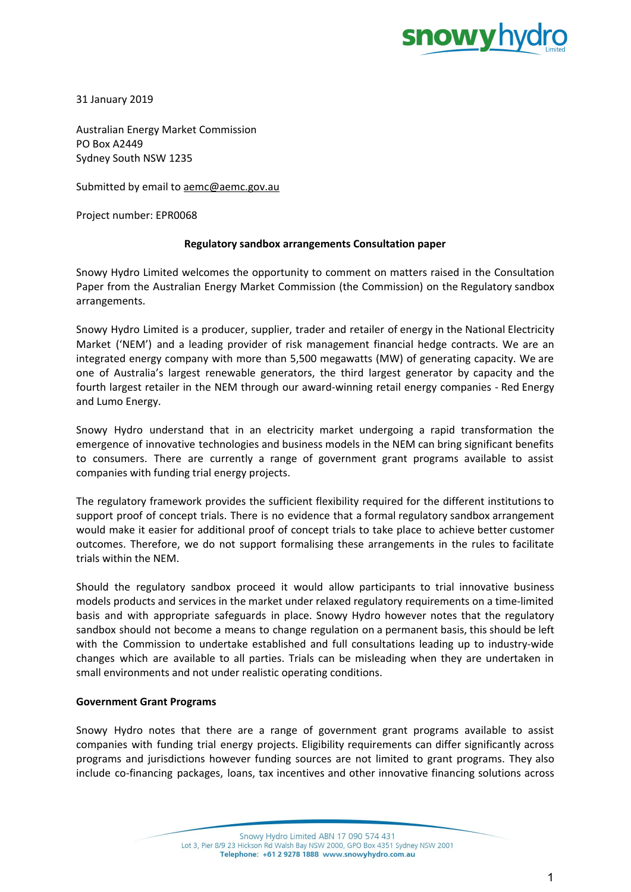31 January 2019

Australian Energy Market Commission
PO Box A2449
Sydney South NSW 1235

Submitted by email to aemc@aemc.gov.au

Project number: EPR0068

**Regulatory sandbox arrangements Consultation paper**

Snowy Hydro Limited welcomes the opportunity to comment on matters raised in the Consultation Paper from the Australian Energy Market Commission (the Commission) on the Regulatory sandbox arrangements.

Snowy Hydro Limited is a producer, supplier, trader and retailer of energy in the National Electricity Market ('NEM') and a leading provider of risk management financial hedge contracts. We are an integrated energy company with more than 5,500 megawatts (MW) of generating capacity. We are one of Australia's largest renewable generators, the third largest generator by capacity and the fourth largest retailer in the NEM through our award-winning retail energy companies - Red Energy and Lumo Energy.

Snowy Hydro understand that in an electricity market undergoing a rapid transformation the emergence of innovative technologies and business models in the NEM can bring significant benefits to consumers. There are currently a range of government grant programs available to assist companies with funding trial energy projects.

The regulatory framework provides the sufficient flexibility required for the different institutions to support proof of concept trials. There is no evidence that a formal regulatory sandbox arrangement would make it easier for additional proof of concept trials to take place to achieve better customer outcomes. Therefore, we do not support formalising these arrangements in the rules to facilitate trials within the NEM.

Should the regulatory sandbox proceed it would allow participants to trial innovative business models products and services in the market under relaxed regulatory requirements on a time-limited basis and with appropriate safeguards in place. Snowy Hydro however notes that the regulatory sandbox should not become a means to change regulation on a permanent basis, this should be left with the Commission to undertake established and full consultations leading up to industry-wide changes which are available to all parties. Trials can be misleading when they are undertaken in small environments and not under realistic operating conditions.

**Government Grant Programs**

Snowy Hydro notes that there are a range of government grant programs available to assist companies with funding trial energy projects. Eligibility requirements can differ significantly across programs and jurisdictions however funding sources are not limited to grant programs. They also include co-financing packages, loans, tax incentives and other innovative financing solutions across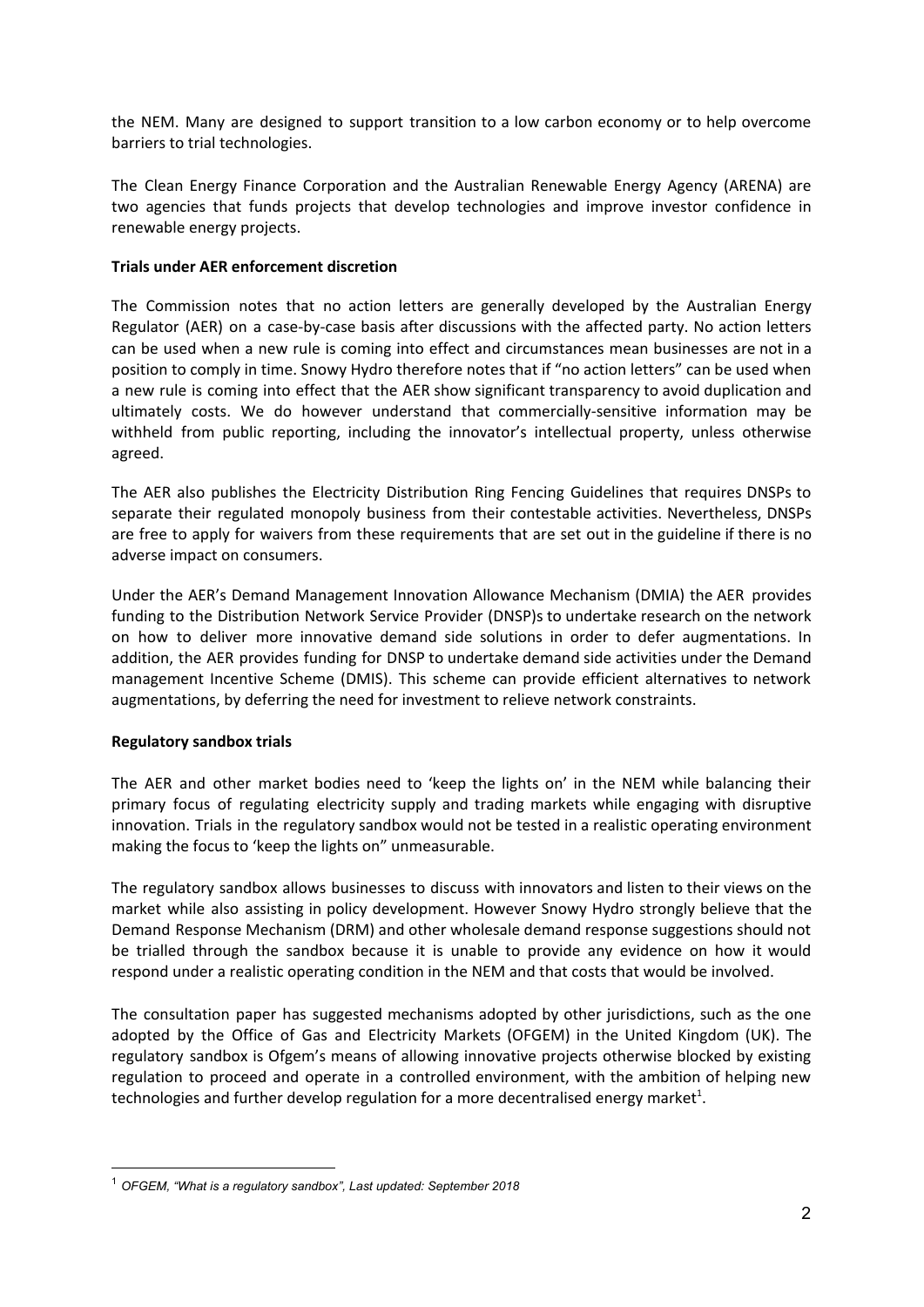the NEM. Many are designed to support transition to a low carbon economy or to help overcome barriers to trial technologies.

The Clean Energy Finance Corporation and the Australian Renewable Energy Agency (ARENA) are two agencies that funds projects that develop technologies and improve investor confidence in renewable energy projects.

**Trials under AER enforcement discretion**

The Commission notes that no action letters are generally developed by the Australian Energy Regulator (AER) on a case-by-case basis after discussions with the affected party. No action letters can be used when a new rule is coming into effect and circumstances mean businesses are not in a position to comply in time. Snowy Hydro therefore notes that if "no action letters" can be used when a new rule is coming into effect that the AER show significant transparency to avoid duplication and ultimately costs. We do however understand that commercially-sensitive information may be withheld from public reporting, including the innovator's intellectual property, unless otherwise agreed.

The AER also publishes the Electricity Distribution Ring Fencing Guidelines that requires DNSPs to separate their regulated monopoly business from their contestable activities. Nevertheless, DNSPs are free to apply for waivers from these requirements that are set out in the guideline if there is no adverse impact on consumers.

Under the AER's Demand Management Innovation Allowance Mechanism (DMIA) the AER provides funding to the Distribution Network Service Provider (DNSP)s to undertake research on the network on how to deliver more innovative demand side solutions in order to defer augmentations. In addition, the AER provides funding for DNSP to undertake demand side activities under the Demand management Incentive Scheme (DMIS). This scheme can provide efficient alternatives to network augmentations, by deferring the need for investment to relieve network constraints.

**Regulatory sandbox trials**

The AER and other market bodies need to 'keep the lights on' in the NEM while balancing their primary focus of regulating electricity supply and trading markets while engaging with disruptive innovation. Trials in the regulatory sandbox would not be tested in a realistic operating environment making the focus to 'keep the lights on" unmeasurable.

The regulatory sandbox allows businesses to discuss with innovators and listen to their views on the market while also assisting in policy development. However Snowy Hydro strongly believe that the Demand Response Mechanism (DRM) and other wholesale demand response suggestions should not be trialled through the sandbox because it is unable to provide any evidence on how it would respond under a realistic operating condition in the NEM and that costs that would be involved.

The consultation paper has suggested mechanisms adopted by other jurisdictions, such as the one adopted by the Office of Gas and Electricity Markets (OFGEM) in the United Kingdom (UK). The regulatory sandbox is Ofgem's means of allowing innovative projects otherwise blocked by existing regulation to proceed and operate in a controlled environment, with the ambition of helping new technologies and further develop regulation for a more decentralised energy market[1].

[1] *OFGEM, "What is a regulatory sandbox", Last updated: September 2018*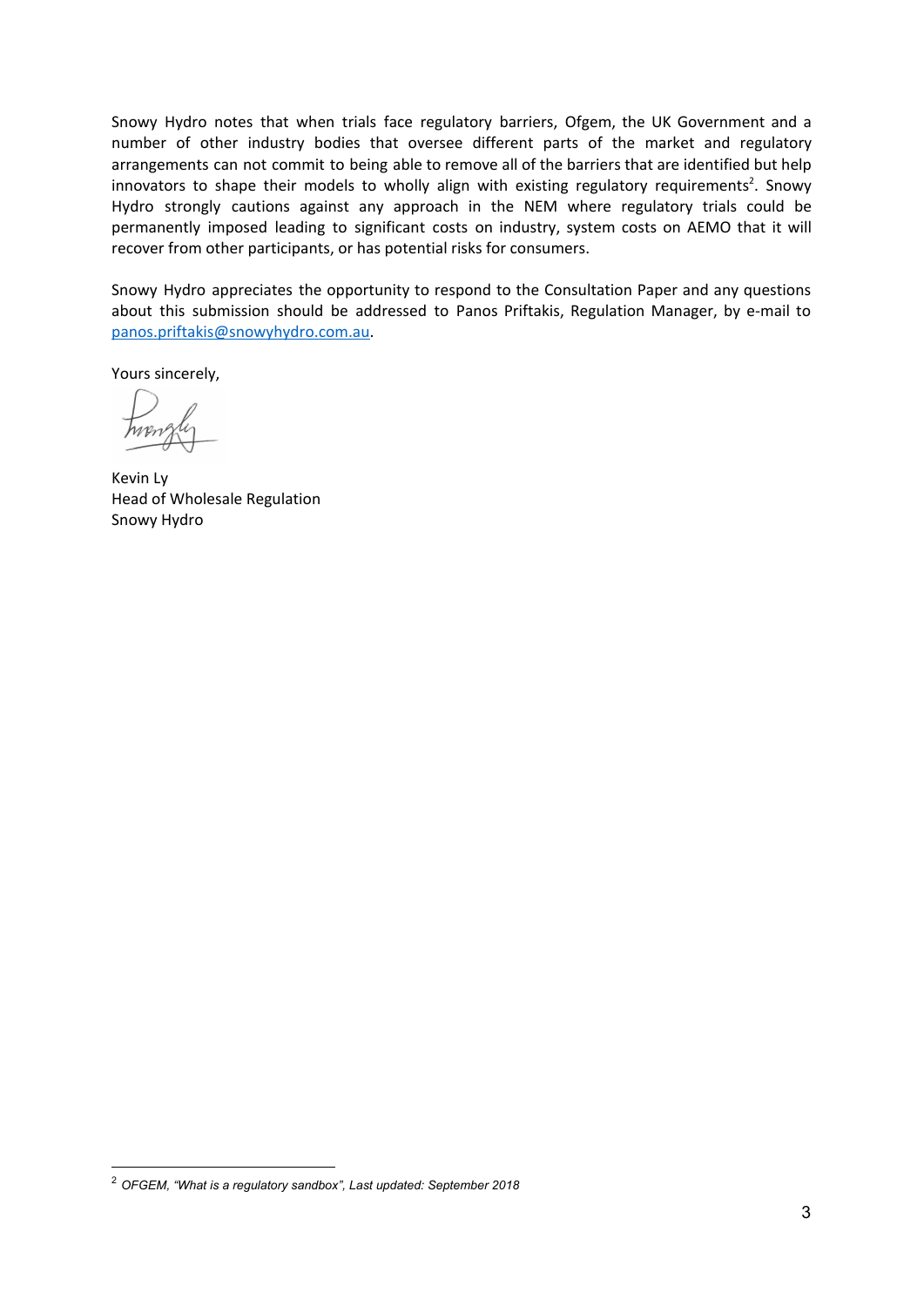Snowy Hydro notes that when trials face regulatory barriers, Ofgem, the UK Government and a number of other industry bodies that oversee different parts of the market and regulatory arrangements can not commit to being able to remove all of the barriers that are identified but help innovators to shape their models to wholly align with existing regulatory requirements[2]. Snowy Hydro strongly cautions against any approach in the NEM where regulatory trials could be permanently imposed leading to significant costs on industry, system costs on AEMO that it will recover from other participants, or has potential risks for consumers.

Snowy Hydro appreciates the opportunity to respond to the Consultation Paper and any questions about this submission should be addressed to Panos Priftakis, Regulation Manager, by e-mail to [panos.priftakis@snowyhydro.com.au](mailto:panos.priftakis@snowyhydro.com.au).

Yours sincerely,

Kevin Ly
Head of Wholesale Regulation
Snowy Hydro

---

[2] *OFGEM, "What is a regulatory sandbox", Last updated: September 2018*